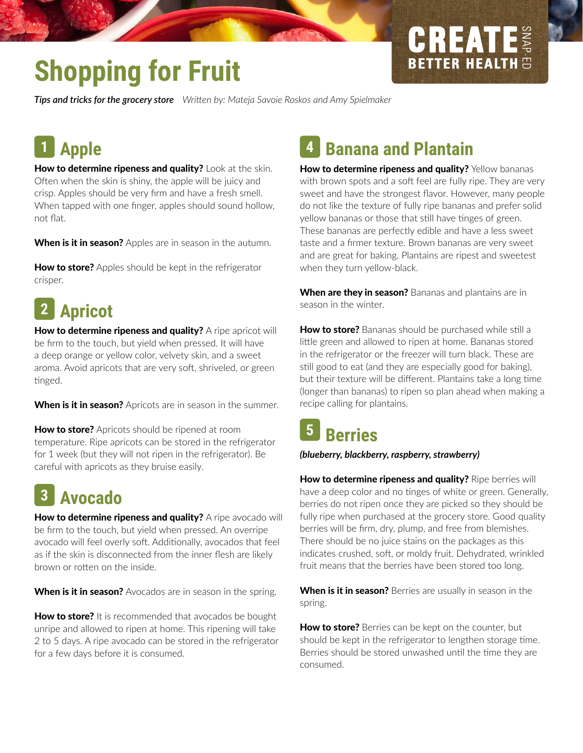# Shopping for Fruit

*Tips and tricks for the grocery store* *Written by: Mateja Savoie Roskos and Amy Spielmaker*

CREATE BETTER HEALTH SNAP-ED

## 1 Apple

**How to determine ripeness and quality?** Look at the skin. Often when the skin is shiny, the apple will be juicy and crisp. Apples should be very firm and have a fresh smell. When tapped with one finger, apples should sound hollow, not flat.

**When is it in season?** Apples are in season in the autumn.

**How to store?** Apples should be kept in the refrigerator crisper.

## 2 Apricot

**How to determine ripeness and quality?** A ripe apricot will be firm to the touch, but yield when pressed. It will have a deep orange or yellow color, velvety skin, and a sweet aroma. Avoid apricots that are very soft, shriveled, or green tinged.

**When is it in season?** Apricots are in season in the summer.

**How to store?** Apricots should be ripened at room temperature. Ripe apricots can be stored in the refrigerator for 1 week (but they will not ripen in the refrigerator). Be careful with apricots as they bruise easily.

## 3 Avocado

**How to determine ripeness and quality?** A ripe avocado will be firm to the touch, but yield when pressed. An overripe avocado will feel overly soft. Additionally, avocados that feel as if the skin is disconnected from the inner flesh are likely brown or rotten on the inside.

**When is it in season?** Avocados are in season in the spring.

**How to store?** It is recommended that avocados be bought unripe and allowed to ripen at home. This ripening will take 2 to 5 days. A ripe avocado can be stored in the refrigerator for a few days before it is consumed.

## 4 Banana and Plantain

**How to determine ripeness and quality?** Yellow bananas with brown spots and a soft feel are fully ripe. They are very sweet and have the strongest flavor. However, many people do not like the texture of fully ripe bananas and prefer solid yellow bananas or those that still have tinges of green. These bananas are perfectly edible and have a less sweet taste and a firmer texture. Brown bananas are very sweet and are great for baking. Plantains are ripest and sweetest when they turn yellow-black.

**When are they in season?** Bananas and plantains are in season in the winter.

**How to store?** Bananas should be purchased while still a little green and allowed to ripen at home. Bananas stored in the refrigerator or the freezer will turn black. These are still good to eat (and they are especially good for baking), but their texture will be different. Plantains take a long time (longer than bananas) to ripen so plan ahead when making a recipe calling for plantains.

## 5 Berries

***(blueberry, blackberry, raspberry, strawberry)***

**How to determine ripeness and quality?** Ripe berries will have a deep color and no tinges of white or green. Generally, berries do not ripen once they are picked so they should be fully ripe when purchased at the grocery store. Good quality berries will be firm, dry, plump, and free from blemishes. There should be no juice stains on the packages as this indicates crushed, soft, or moldy fruit. Dehydrated, wrinkled fruit means that the berries have been stored too long.

**When is it in season?** Berries are usually in season in the spring.

**How to store?** Berries can be kept on the counter, but should be kept in the refrigerator to lengthen storage time. Berries should be stored unwashed until the time they are consumed.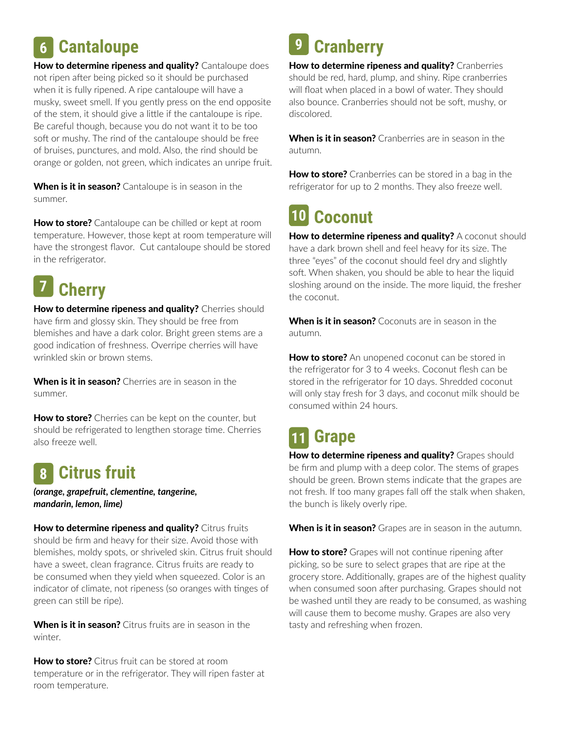## 6 Cantaloupe

**How to determine ripeness and quality?** Cantaloupe does not ripen after being picked so it should be purchased when it is fully ripened. A ripe cantaloupe will have a musky, sweet smell. If you gently press on the end opposite of the stem, it should give a little if the cantaloupe is ripe. Be careful though, because you do not want it to be too soft or mushy. The rind of the cantaloupe should be free of bruises, punctures, and mold. Also, the rind should be orange or golden, not green, which indicates an unripe fruit.

**When is it in season?** Cantaloupe is in season in the summer.

**How to store?** Cantaloupe can be chilled or kept at room temperature. However, those kept at room temperature will have the strongest flavor. Cut cantaloupe should be stored in the refrigerator.

## 7 Cherry

**How to determine ripeness and quality?** Cherries should have firm and glossy skin. They should be free from blemishes and have a dark color. Bright green stems are a good indication of freshness. Overripe cherries will have wrinkled skin or brown stems.

**When is it in season?** Cherries are in season in the summer.

**How to store?** Cherries can be kept on the counter, but should be refrigerated to lengthen storage time. Cherries also freeze well.

## 8 Citrus fruit

***(orange, grapefruit, clementine, tangerine, mandarin, lemon, lime)***

**How to determine ripeness and quality?** Citrus fruits should be firm and heavy for their size. Avoid those with blemishes, moldy spots, or shriveled skin. Citrus fruit should have a sweet, clean fragrance. Citrus fruits are ready to be consumed when they yield when squeezed. Color is an indicator of climate, not ripeness (so oranges with tinges of green can still be ripe).

**When is it in season?** Citrus fruits are in season in the winter.

**How to store?** Citrus fruit can be stored at room temperature or in the refrigerator. They will ripen faster at room temperature.

## 9 Cranberry

**How to determine ripeness and quality?** Cranberries should be red, hard, plump, and shiny. Ripe cranberries will float when placed in a bowl of water. They should also bounce. Cranberries should not be soft, mushy, or discolored.

**When is it in season?** Cranberries are in season in the autumn.

**How to store?** Cranberries can be stored in a bag in the refrigerator for up to 2 months. They also freeze well.

## 10 Coconut

**How to determine ripeness and quality?** A coconut should have a dark brown shell and feel heavy for its size. The three "eyes" of the coconut should feel dry and slightly soft. When shaken, you should be able to hear the liquid sloshing around on the inside. The more liquid, the fresher the coconut.

**When is it in season?** Coconuts are in season in the autumn.

**How to store?** An unopened coconut can be stored in the refrigerator for 3 to 4 weeks. Coconut flesh can be stored in the refrigerator for 10 days. Shredded coconut will only stay fresh for 3 days, and coconut milk should be consumed within 24 hours.

## 11 Grape

**How to determine ripeness and quality?** Grapes should be firm and plump with a deep color. The stems of grapes should be green. Brown stems indicate that the grapes are not fresh. If too many grapes fall off the stalk when shaken, the bunch is likely overly ripe.

**When is it in season?** Grapes are in season in the autumn.

**How to store?** Grapes will not continue ripening after picking, so be sure to select grapes that are ripe at the grocery store. Additionally, grapes are of the highest quality when consumed soon after purchasing. Grapes should not be washed until they are ready to be consumed, as washing will cause them to become mushy. Grapes are also very tasty and refreshing when frozen.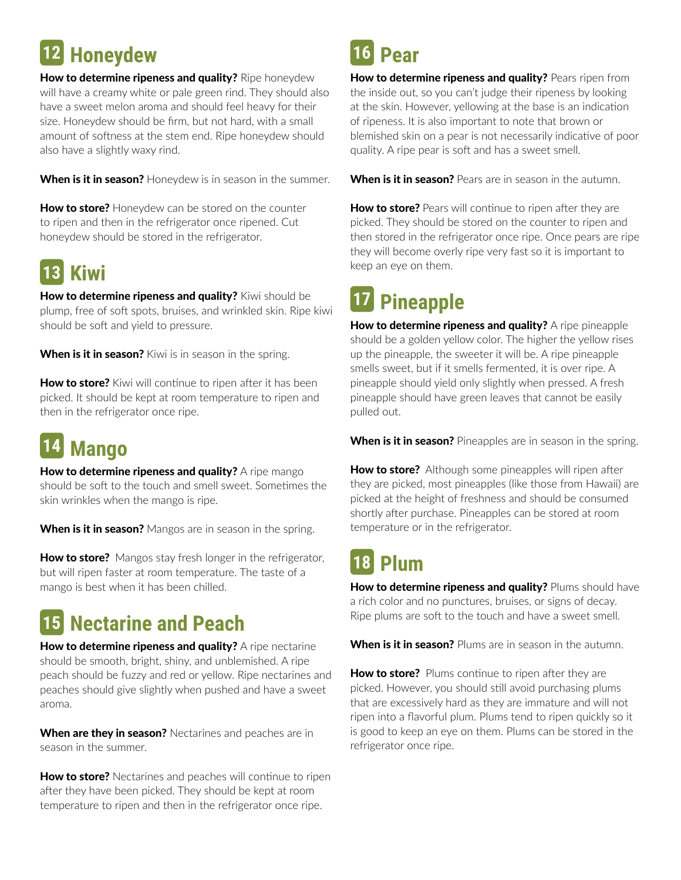## 12 Honeydew

**How to determine ripeness and quality?** Ripe honeydew will have a creamy white or pale green rind. They should also have a sweet melon aroma and should feel heavy for their size. Honeydew should be firm, but not hard, with a small amount of softness at the stem end. Ripe honeydew should also have a slightly waxy rind.

**When is it in season?** Honeydew is in season in the summer.

**How to store?** Honeydew can be stored on the counter to ripen and then in the refrigerator once ripened. Cut honeydew should be stored in the refrigerator.

## 13 Kiwi

**How to determine ripeness and quality?** Kiwi should be plump, free of soft spots, bruises, and wrinkled skin. Ripe kiwi should be soft and yield to pressure.

**When is it in season?** Kiwi is in season in the spring.

**How to store?** Kiwi will continue to ripen after it has been picked. It should be kept at room temperature to ripen and then in the refrigerator once ripe.

## 14 Mango

**How to determine ripeness and quality?** A ripe mango should be soft to the touch and smell sweet. Sometimes the skin wrinkles when the mango is ripe.

**When is it in season?** Mangos are in season in the spring.

**How to store?** Mangos stay fresh longer in the refrigerator, but will ripen faster at room temperature. The taste of a mango is best when it has been chilled.

## 15 Nectarine and Peach

**How to determine ripeness and quality?** A ripe nectarine should be smooth, bright, shiny, and unblemished. A ripe peach should be fuzzy and red or yellow. Ripe nectarines and peaches should give slightly when pushed and have a sweet aroma.

**When are they in season?** Nectarines and peaches are in season in the summer.

**How to store?** Nectarines and peaches will continue to ripen after they have been picked. They should be kept at room temperature to ripen and then in the refrigerator once ripe.

## 16 Pear

**How to determine ripeness and quality?** Pears ripen from the inside out, so you can't judge their ripeness by looking at the skin. However, yellowing at the base is an indication of ripeness. It is also important to note that brown or blemished skin on a pear is not necessarily indicative of poor quality. A ripe pear is soft and has a sweet smell.

**When is it in season?** Pears are in season in the autumn.

**How to store?** Pears will continue to ripen after they are picked. They should be stored on the counter to ripen and then stored in the refrigerator once ripe. Once pears are ripe they will become overly ripe very fast so it is important to keep an eye on them.

## 17 Pineapple

**How to determine ripeness and quality?** A ripe pineapple should be a golden yellow color. The higher the yellow rises up the pineapple, the sweeter it will be. A ripe pineapple smells sweet, but if it smells fermented, it is over ripe. A pineapple should yield only slightly when pressed. A fresh pineapple should have green leaves that cannot be easily pulled out.

**When is it in season?** Pineapples are in season in the spring.

**How to store?** Although some pineapples will ripen after they are picked, most pineapples (like those from Hawaii) are picked at the height of freshness and should be consumed shortly after purchase. Pineapples can be stored at room temperature or in the refrigerator.

## 18 Plum

**How to determine ripeness and quality?** Plums should have a rich color and no punctures, bruises, or signs of decay. Ripe plums are soft to the touch and have a sweet smell.

**When is it in season?** Plums are in season in the autumn.

**How to store?** Plums continue to ripen after they are picked. However, you should still avoid purchasing plums that are excessively hard as they are immature and will not ripen into a flavorful plum. Plums tend to ripen quickly so it is good to keep an eye on them. Plums can be stored in the refrigerator once ripe.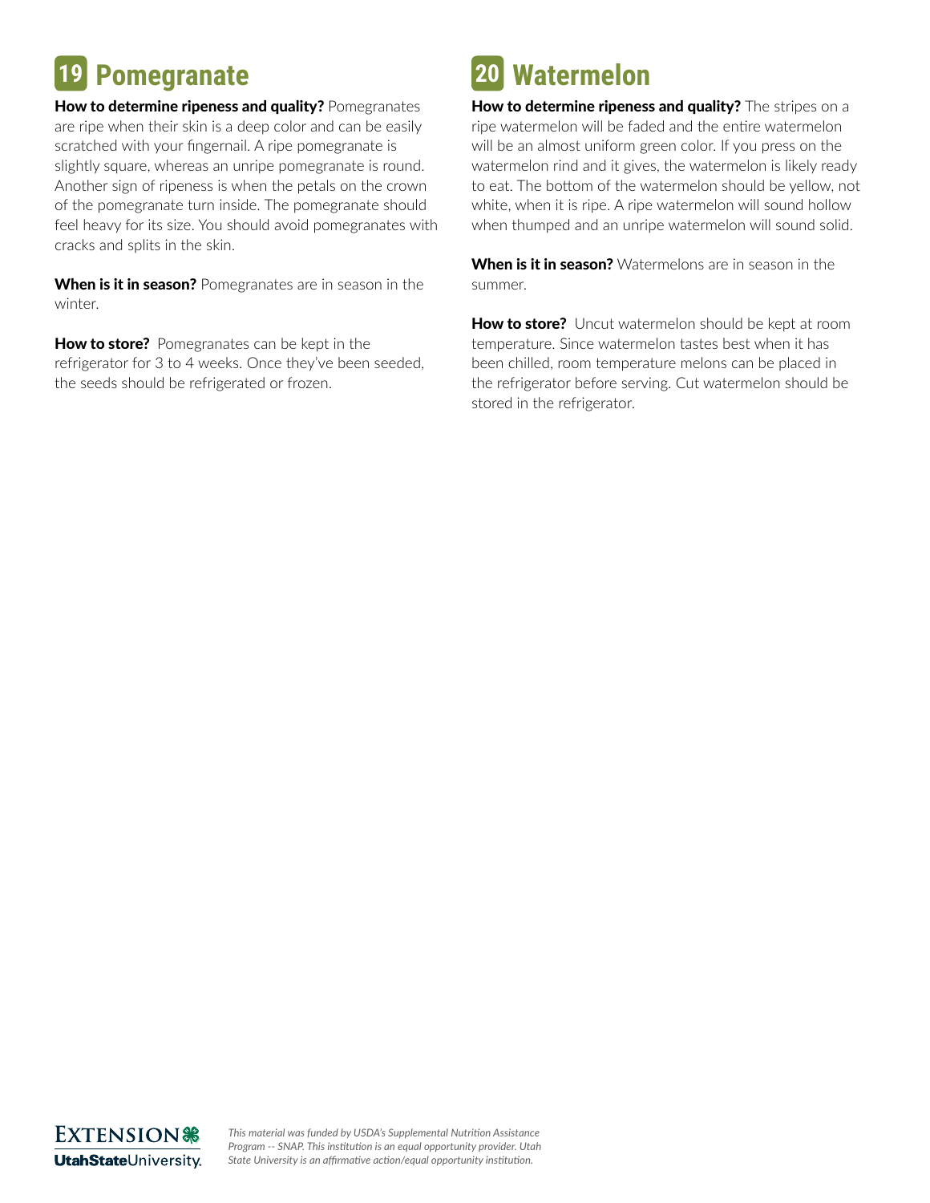## 19 Pomegranate

**How to determine ripeness and quality?** Pomegranates are ripe when their skin is a deep color and can be easily scratched with your fingernail. A ripe pomegranate is slightly square, whereas an unripe pomegranate is round. Another sign of ripeness is when the petals on the crown of the pomegranate turn inside. The pomegranate should feel heavy for its size. You should avoid pomegranates with cracks and splits in the skin.

**When is it in season?** Pomegranates are in season in the winter.

**How to store?** Pomegranates can be kept in the refrigerator for 3 to 4 weeks. Once they've been seeded, the seeds should be refrigerated or frozen.

## 20 Watermelon

**How to determine ripeness and quality?** The stripes on a ripe watermelon will be faded and the entire watermelon will be an almost uniform green color. If you press on the watermelon rind and it gives, the watermelon is likely ready to eat. The bottom of the watermelon should be yellow, not white, when it is ripe. A ripe watermelon will sound hollow when thumped and an unripe watermelon will sound solid.

**When is it in season?** Watermelons are in season in the summer.

**How to store?** Uncut watermelon should be kept at room temperature. Since watermelon tastes best when it has been chilled, room temperature melons can be placed in the refrigerator before serving. Cut watermelon should be stored in the refrigerator.

EXTENSION
UtahStateUniversity.

*This material was funded by USDA's Supplemental Nutrition Assistance Program -- SNAP. This institution is an equal opportunity provider. Utah State University is an affirmative action/equal opportunity institution.*